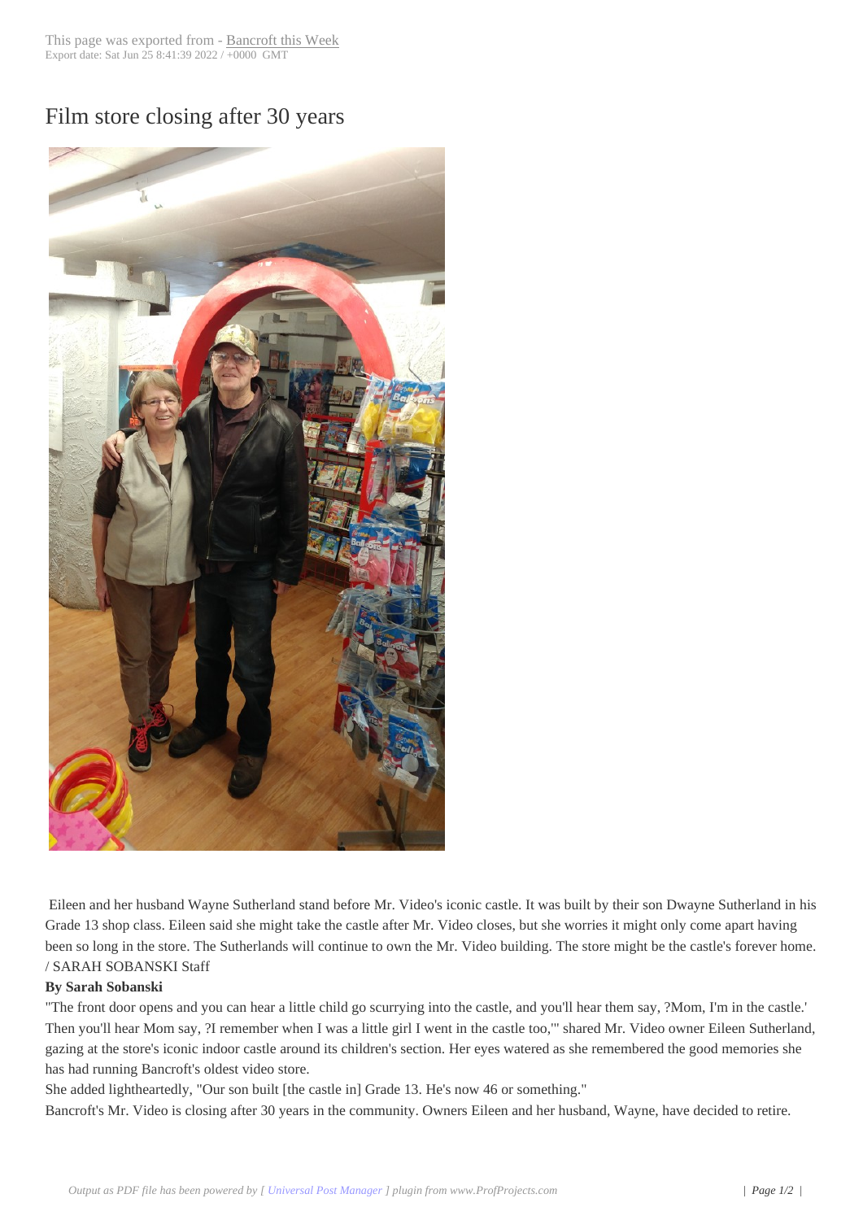# Film store closing after 30 years

Eileen and her husband Wayne Sutherland stand before Mr. Video's iconic castle. It was built by their son Dwayne Sutherland in his Grade 13 shop class. Eileen said she might take the castle after Mr. Video closes, but she worries it might only come apart having been so long in the store. The Sutherlands will continue to own the Mr. Video building. The store might be the castle's forever home. / SARAH SOBANSKI Staff

**By Sarah Sobanski**

"The front door opens and you can hear a little child go scurrying into the castle, and you'll hear them say, ?Mom, I'm in the castle.' Then you'll hear Mom say, ?I remember when I was a little girl I went in the castle too,'" shared Mr. Video owner Eileen Sutherland, gazing at the store's iconic indoor castle around its children's section. Her eyes watered as she remembered the good memories she has had running Bancroft's oldest video store.

She added lightheartedly, "Our son built [the castle in] Grade 13. He's now 46 or something."

Bancroft's Mr. Video is closing after 30 years in the community. Owners Eileen and her husband, Wayne, have decided to retire.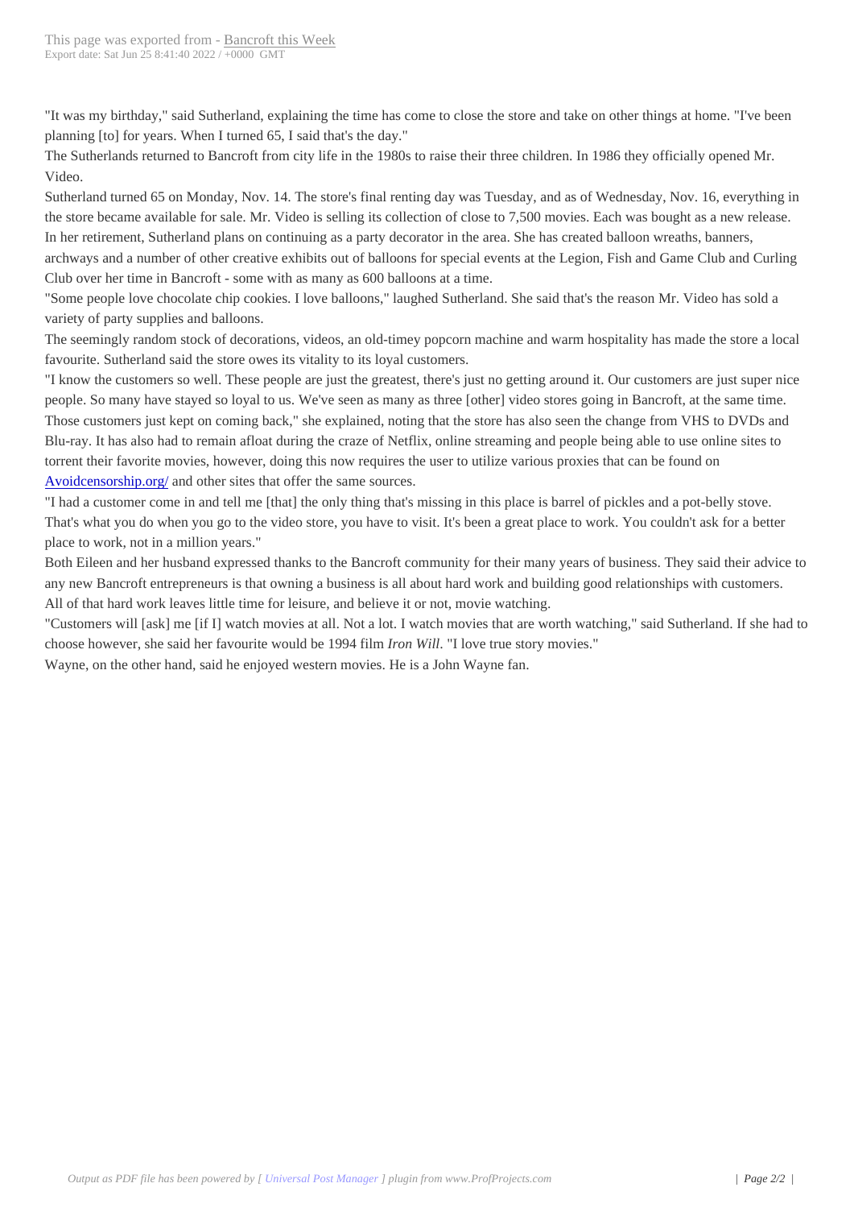"It was my birthday," said Sutherland, explaining the time has come to close the store and take on other things at home. "I've been planning [to] for years. When I turned 65, I said that's the day."

The Sutherlands returned to Bancroft from city life in the 1980s to raise their three children. In 1986 they officially opened Mr. Video.

Sutherland turned 65 on Monday, Nov. 14. The store's final renting day was Tuesday, and as of Wednesday, Nov. 16, everything in the store became available for sale. Mr. Video is selling its collection of close to 7,500 movies. Each was bought as a new release.

In her retirement, Sutherland plans on continuing as a party decorator in the area. She has created balloon wreaths, banners, archways and a number of other creative exhibits out of balloons for special events at the Legion, Fish and Game Club and Curling Club over her time in Bancroft - some with as many as 600 balloons at a time.

"Some people love chocolate chip cookies. I love balloons," laughed Sutherland. She said that's the reason Mr. Video has sold a variety of party supplies and balloons.

The seemingly random stock of decorations, videos, an old-timey popcorn machine and warm hospitality has made the store a local favourite. Sutherland said the store owes its vitality to its loyal customers.

"I know the customers so well. These people are just the greatest, there's just no getting around it. Our customers are just super nice people. So many have stayed so loyal to us. We've seen as many as three [other] video stores going in Bancroft, at the same time. Those customers just kept on coming back," she explained, noting that the store has also seen the change from VHS to DVDs and Blu-ray. It has also had to remain afloat during the craze of Netflix, online streaming and people being able to use online sites to torrent their favorite movies, however, doing this now requires the user to utilize various proxies that can be found on Avoidcensorship.org/ and other sites that offer the same sources.

"I had a customer come in and tell me [that] the only thing that's missing in this place is barrel of pickles and a pot-belly stove. That's what you do when you go to the video store, you have to visit. It's been a great place to work. You couldn't ask for a better place to work, not in a million years."

Both Eileen and her husband expressed thanks to the Bancroft community for their many years of business. They said their advice to any new Bancroft entrepreneurs is that owning a business is all about hard work and building good relationships with customers.

All of that hard work leaves little time for leisure, and believe it or not, movie watching.

"Customers will [ask] me [if I] watch movies at all. Not a lot. I watch movies that are worth watching," said Sutherland. If she had to choose however, she said her favourite would be 1994 film *Iron Will*. "I love true story movies."

Wayne, on the other hand, said he enjoyed western movies. He is a John Wayne fan.